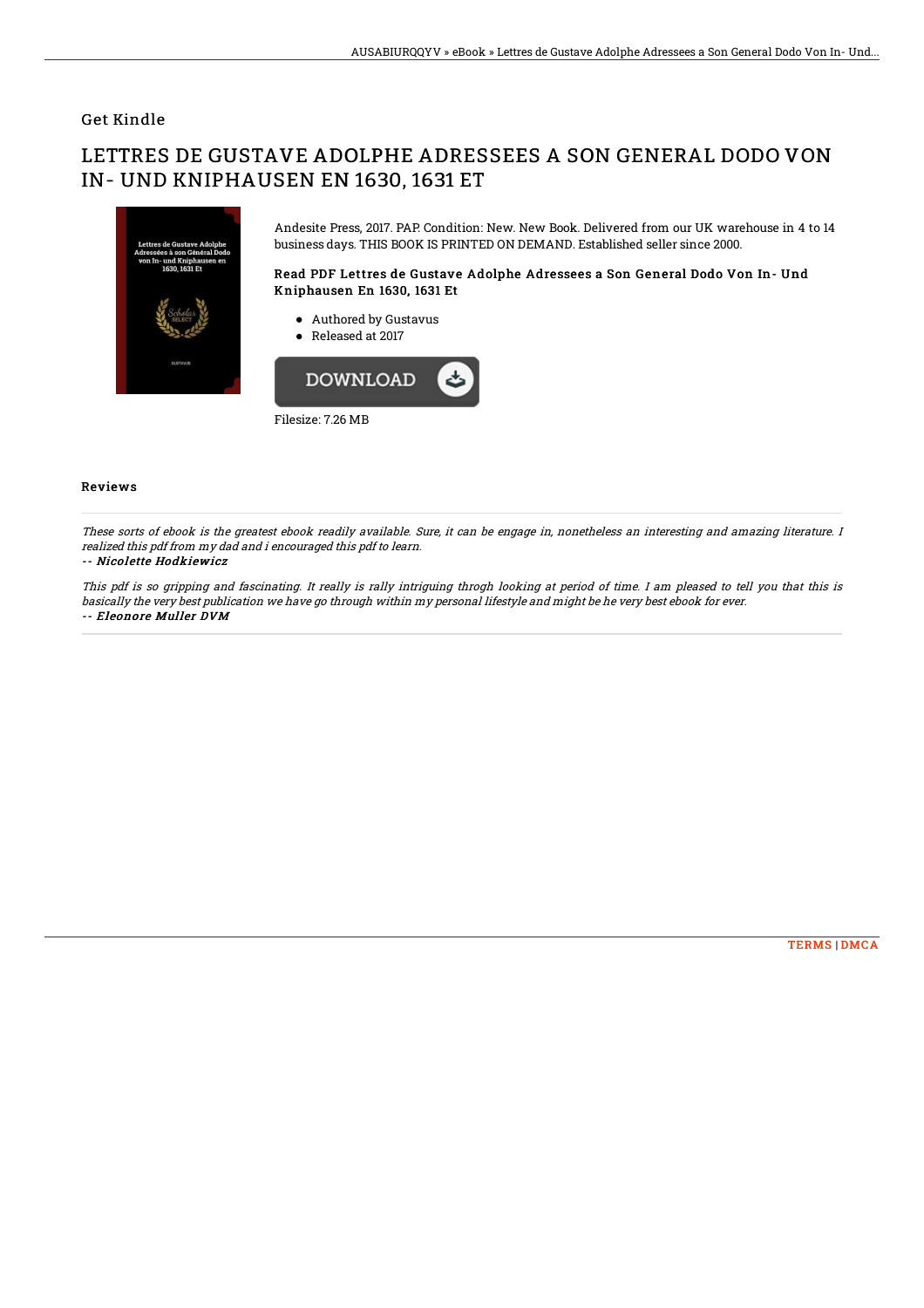## Get Kindle

# LETTRES DE GUSTAVE ADOLPHE ADRESSEES A SON GENERAL DODO VON IN- UND KNIPHAUSEN EN 1630, 1631 ET

Andesite Press, 2017. PAP. Condition: New. New Book. Delivered from our UK warehouse in 4 to 14 business days. THIS BOOK IS PRINTED ON DEMAND. Established seller since 2000.

### Read PDF Lettres de Gustave Adolphe Adressees a Son General Dodo Von In- Und Kniphausen En 1630, 1631 Et

- Authored by Gustavus
- Released at 2017

DOWNLOAD

Filesize: 7.26 MB

### Reviews

*These sorts of ebook is the greatest ebook readily available. Sure, it can be engage in, nonetheless an interesting and amazing literature. I realized this pdf from my dad and i encouraged this pdf to learn.*

*-- **Nicolette Hodkiewicz***

*This pdf is so gripping and fascinating. It really is rally intriguing throgh looking at period of time. I am pleased to tell you that this is basically the very best publication we have go through within my personal lifestyle and might be he very best ebook for ever.*

*-- **Eleonore Muller DVM***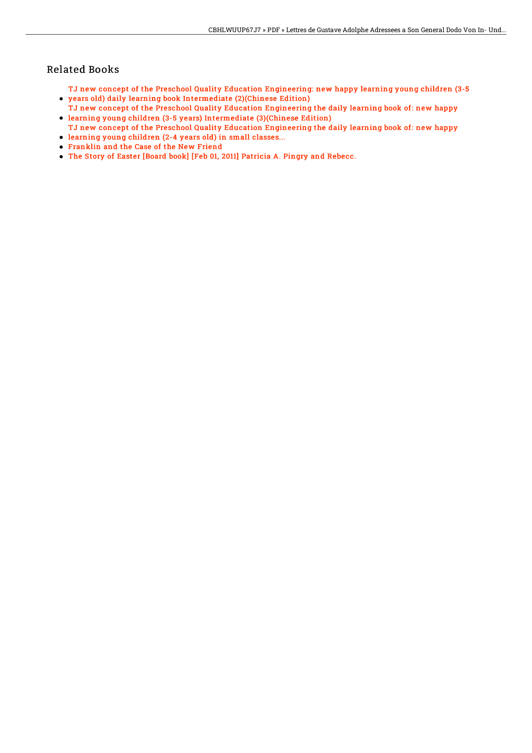## Related Books

- TJ new concept of the Preschool Quality Education Engineering: new happy learning young children (3-5 years old) daily learning book Intermediate (2)(Chinese Edition)
- TJ new concept of the Preschool Quality Education Engineering the daily learning book of: new happy learning young children (3-5 years) Intermediate (3)(Chinese Edition)
- TJ new concept of the Preschool Quality Education Engineering the daily learning book of: new happy learning young children (2-4 years old) in small classes...
- Franklin and the Case of the New Friend
- The Story of Easter [Board book] [Feb 01, 2011] Patricia A. Pingry and Rebecc.